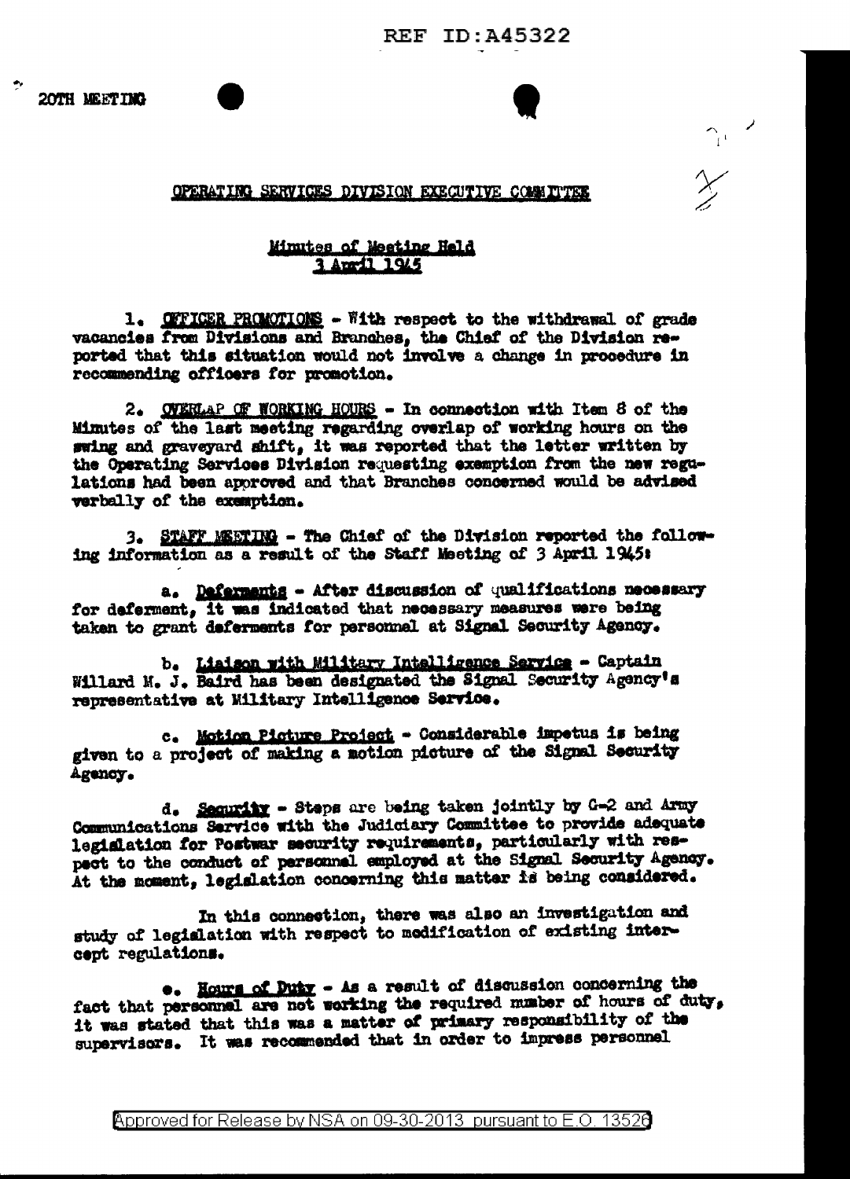20TH MEETING

OPERATING SERVICES DIVISION EXECUTIVE COMMITTEE

Minutes of Meeting Held
3 April 1945

1. OFFICER PROMOTIONS - With respect to the withdrawal of grade vacancies from Divisions and Branches, the Chief of the Division reported that this situation would not involve a change in procedure in recommending officers for promotion.

2. OVERLAP OF WORKING HOURS - In connection with Item 8 of the Minutes of the last meeting regarding overlap of working hours on the swing and graveyard shift, it was reported that the letter written by the Operating Services Division requesting exemption from the new regulations had been approved and that Branches concerned would be advised verbally of the exemption.

3. STAFF MEETING - The Chief of the Division reported the following information as a result of the Staff Meeting of 3 April 1945:

a. Deferments - After discussion of qualifications necessary for deferment, it was indicated that necessary measures were being taken to grant deferments for personnel at Signal Security Agency.

b. Liaison with Military Intelligence Service - Captain Willard M. J. Baird has been designated the Signal Security Agency's representative at Military Intelligence Service.

c. Motion Picture Project - Considerable impetus is being given to a project of making a motion picture of the Signal Security Agency.

d. Security - Steps are being taken jointly by G-2 and Army Communications Service with the Judiciary Committee to provide adequate legislation for Postwar security requirements, particularly with respect to the conduct of personnel employed at the Signal Security Agency. At the moment, legislation concerning this matter is being considered.

In this connection, there was also an investigation and study of legislation with respect to modification of existing intercept regulations.

e. Hours of Duty - As a result of discussion concerning the fact that personnel are not working the required number of hours of duty, it was stated that this was a matter of primary responsibility of the supervisors. It was recommended that in order to impress personnel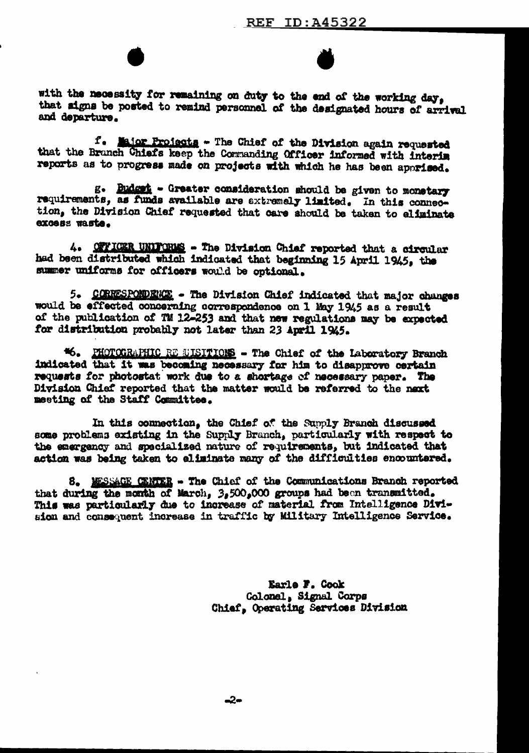with the necessity for remaining on duty to the end of the working day, that signs be posted to remind personnel of the designated hours of arrival and departure.

f. Major Projects - The Chief of the Division again requested that the Branch Chiefs keep the Commanding Officer informed with interim reports as to progress made on projects with which he has been apprised.

g. Budget - Greater consideration should be given to monetary requirements, as funds available are extremely limited. In this connection, the Division Chief requested that care should be taken to eliminate excess waste.

4. OFFICER UNIFORMS - The Division Chief reported that a circular had been distributed which indicated that beginning 15 April 1945, the summer uniforms for officers would be optional.

5. CORRESPONDENCE - The Division Chief indicated that major changes would be effected concerning correspondence on 1 May 1945 as a result of the publication of TM 12-253 and that new regulations may be expected for distribution probably not later than 23 April 1945.

*6. PHOTOGRAPHIC REQUISITIONS - The Chief of the Laboratory Branch indicated that it was becoming necessary for him to disapprove certain requests for photostat work due to a shortage of necessary paper. The Division Chief reported that the matter would be referred to the next meeting of the Staff Committee.

In this connection, the Chief of the Supply Branch discussed some problems existing in the Supply Branch, particularly with respect to the emergency and specialized nature of requirements, but indicated that action was being taken to eliminate many of the difficulties encountered.

8. MESSAGE CENTER - The Chief of the Communications Branch reported that during the month of March, 3,500,000 groups had been transmitted. This was particularly due to increase of material from Intelligence Division and consequent increase in traffic by Military Intelligence Service.

Earle F. Cook
Colonel, Signal Corps
Chief, Operating Services Division